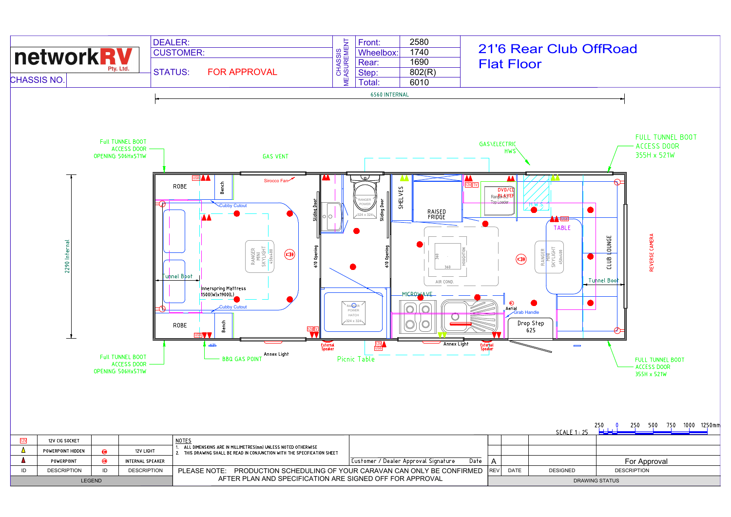**networkRV Pty. Ltd.**

| | |
|---|---|
| DEALER: | |
| CUSTOMER: | |
| STATUS: | FOR APPROVAL |
| CHASSIS NO. | |

| CHASSIS MEASUREMENT | |
|---|---|
| Front: | 2580 |
| Wheelbox: | 1740 |
| Rear: | 1690 |
| Step: | 802(R) |
| Total: | 6010 |

# 21'6 Rear Club OffRoad Flat Floor

6560 INTERNAL

2290 Internal

Full TUNNEL BOOT ACCESS DOOR OPENING: 506Hx571W

GAS VENT

Sirocco Fan

ROBE

Bench

Cubby Cutout

Tunnel Boot

RANGER MINI SKYLIGHT 450x400

Innerspring Mattress 1500(W)x1900(L)

Sliding Door

610 Opening

RANGER POWER HATCH 324 x 324

SHELVES

RAISED FRIDGE

12V TV

DVD/CD PLAYER

Ranger 4X Top Loader

GAS\ELECTRIC HWS

H.W.S

FULL TUNNEL BOOT ACCESS DOOR 355H x 521W

TABLE

360

HOUGHTON

AIR COND.

RANGER MINI SKYLIGHT 450x400

CLUB LOUNGE

Tunnel Boot

REVERSE CAMERA

MICROWAVE

Aerial

Grab Handle

Drop Step 625

BBQ GAS POINT

Annex Light

External Speaker

Picnic Table

FULL TUNNEL BOOT ACCESS DOOR 355H x 521W

SCALE 1 : 25

250 0 250 500 750 1000 1250mm

| ID | DESCRIPTION | ID | DESCRIPTION |
|---|---|---|---|
| 12V | 12V CIG SOCKET | | |
| | POWERPOINT HIDDEN | | 12V LIGHT |
| | POWERPOINT | | INTERNAL SPEAKER |

LEGEND

NOTES
1. ALL DIMENSIONS ARE IN MILLIMETRES(mm) UNLESS NOTED OTHERWISE
2. THIS DRAWING SHALL BE READ IN CONJUNCTION WITH THE SPECIFICATION SHEET

Customer / Dealer Approval Signature Date

PLEASE NOTE: PRODUCTION SCHEDULING OF YOUR CARAVAN CAN ONLY BE CONFIRMED AFTER PLAN AND SPECIFICATION ARE SIGNED OFF FOR APPROVAL

| REV | DATE | DESIGNED | DESCRIPTION |
|---|---|---|---|
| A | | | For Approval |

DRAWING STATUS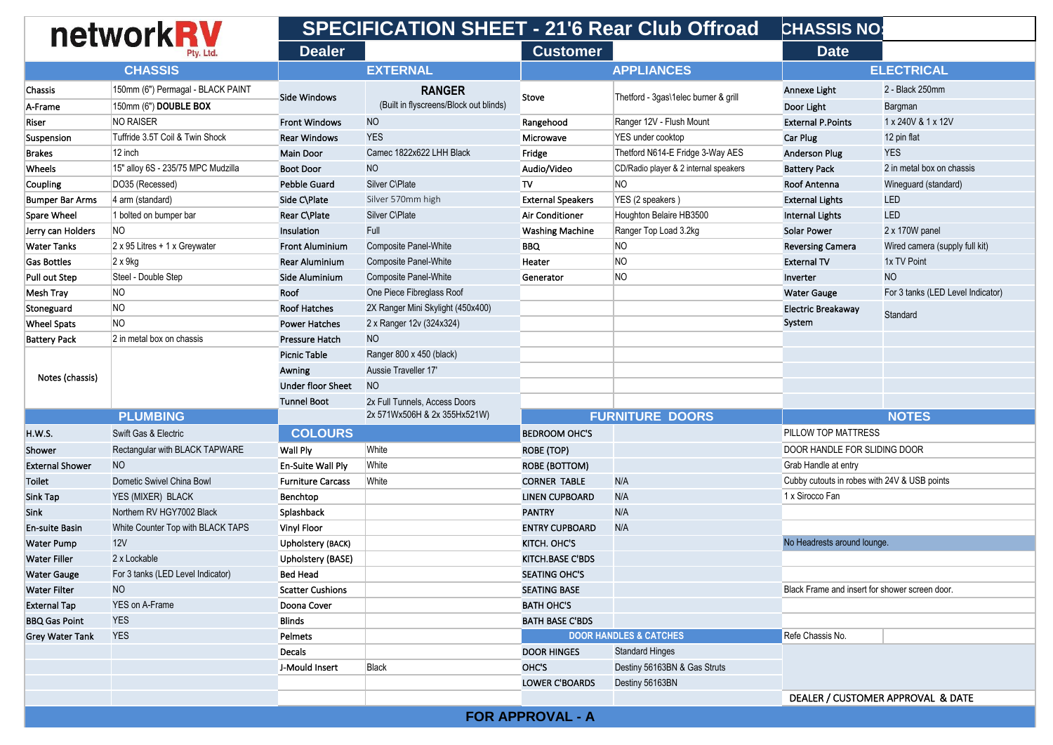networkRV Pty. Ltd.

# SPECIFICATION SHEET - 21'6 Rear Club Offroad

| CHASSIS NO: | |
|---|---|
| Dealer | |
| Customer | |
| Date | |

## CHASSIS

| | |
|---|---|
| Chassis | 150mm (6") Permagal - BLACK PAINT |
| A-Frame | 150mm (6") **DOUBLE BOX** |
| Riser | NO RAISER |
| Suspension | Tuffride 3.5T Coil & Twin Shock |
| Brakes | 12 inch |
| Wheels | 15" alloy 6S - 235/75 MPC Mudzilla |
| Coupling | DO35 (Recessed) |
| Bumper Bar Arms | 4 arm (standard) |
| Spare Wheel | 1 bolted on bumper bar |
| Jerry can Holders | NO |
| Water Tanks | 2 x 95 Litres + 1 x Greywater |
| Gas Bottles | 2 x 9kg |
| Pull out Step | Steel - Double Step |
| Mesh Tray | NO |
| Stoneguard | NO |
| Wheel Spats | NO |
| Battery Pack | 2 in metal box on chassis |
| Notes (chassis) | |

## EXTERNAL

| | |
|---|---|
| Side Windows | **RANGER** (Built in flyscreens/Block out blinds) |
| Front Windows | NO |
| Rear Windows | YES |
| Main Door | Camec 1822x622 LHH Black |
| Boot Door | NO |
| Pebble Guard | Silver C\Plate |
| Side C\Plate | Silver 570mm high |
| Rear C\Plate | Silver C\Plate |
| Insulation | Full |
| Front Aluminium | Composite Panel-White |
| Rear Aluminium | Composite Panel-White |
| Side Aluminium | Composite Panel-White |
| Roof | One Piece Fibreglass Roof |
| Roof Hatches | 2X Ranger Mini Skylight (450x400) |
| Power Hatches | 2 x Ranger 12v (324x324) |
| Pressure Hatch | NO |
| Picnic Table | Ranger 800 x 450 (black) |
| Awning | Aussie Traveller 17' |
| Under floor Sheet | NO |
| Tunnel Boot | 2x Full Tunnels, Access Doors 2x 571Wx506H & 2x 355Hx521W) |

## APPLIANCES

| | |
|---|---|
| Stove | Thetford - 3gas\1elec burner & grill |
| Rangehood | Ranger 12V - Flush Mount |
| Microwave | YES under cooktop |
| Fridge | Thetford N614-E Fridge 3-Way AES |
| Audio/Video | CD/Radio player & 2 internal speakers |
| TV | NO |
| External Speakers | YES (2 speakers ) |
| Air Conditioner | Houghton Belaire HB3500 |
| Washing Machine | Ranger Top Load 3.2kg |
| BBQ | NO |
| Heater | NO |
| Generator | NO |

## ELECTRICAL

| | |
|---|---|
| Annexe Light | 2 - Black 250mm |
| Door Light | Bargman |
| External P.Points | 1 x 240V & 1 x 12V |
| Car Plug | 12 pin flat |
| Anderson Plug | YES |
| Battery Pack | 2 in metal box on chassis |
| Roof Antenna | Wineguard (standard) |
| External Lights | LED |
| Internal Lights | LED |
| Solar Power | 2 x 170W panel |
| Reversing Camera | Wired camera (supply full kit) |
| External TV | 1x TV Point |
| Inverter | NO |
| Water Gauge | For 3 tanks (LED Level Indicator) |
| Electric Breakaway System | Standard |

## PLUMBING

| | |
|---|---|
| H.W.S. | Swift Gas & Electric |
| Shower | Rectangular with BLACK TAPWARE |
| External Shower | NO |
| Toilet | Dometic Swivel China Bowl |
| Sink Tap | YES (MIXER) BLACK |
| Sink | Northern RV HGY7002 Black |
| En-suite Basin | White Counter Top with BLACK TAPS |
| Water Pump | 12V |
| Water Filler | 2 x Lockable |
| Water Gauge | For 3 tanks (LED Level Indicator) |
| Water Filter | NO |
| External Tap | YES on A-Frame |
| BBQ Gas Point | YES |
| Grey Water Tank | YES |

## COLOURS

| | |
|---|---|
| Wall Ply | White |
| En-Suite Wall Ply | White |
| Furniture Carcass | White |
| Benchtop | |
| Splashback | |
| Vinyl Floor | |
| Upholstery (BACK) | |
| Upholstery (BASE) | |
| Bed Head | |
| Scatter Cushions | |
| Doona Cover | |
| Blinds | |
| Pelmets | |
| Decals | |
| J-Mould Insert | Black |

## FURNITURE DOORS

| | |
|---|---|
| BEDROOM OHC'S | |
| ROBE (TOP) | |
| ROBE (BOTTOM) | |
| CORNER TABLE | N/A |
| LINEN CUPBOARD | N/A |
| PANTRY | N/A |
| ENTRY CUPBOARD | N/A |
| KITCH. OHC'S | |
| KITCH.BASE C'BDS | |
| SEATING OHC'S | |
| SEATING BASE | |
| BATH OHC'S | |
| BATH BASE C'BDS | |

### DOOR HANDLES & CATCHES

| | |
|---|---|
| DOOR HINGES | Standard Hinges |
| OHC'S | Destiny 56163BN & Gas Struts |
| LOWER C'BOARDS | Destiny 56163BN |

## NOTES

- PILLOW TOP MATTRESS
- DOOR HANDLE FOR SLIDING DOOR
- Grab Handle at entry
- Cubby cutouts in robes with 24V & USB points
- 1 x Sirocco Fan
- No Headrests around lounge.
- Black Frame and insert for shower screen door.

| Refe Chassis No. | |
|---|---|

DEALER / CUSTOMER APPROVAL & DATE

**FOR APPROVAL - A**